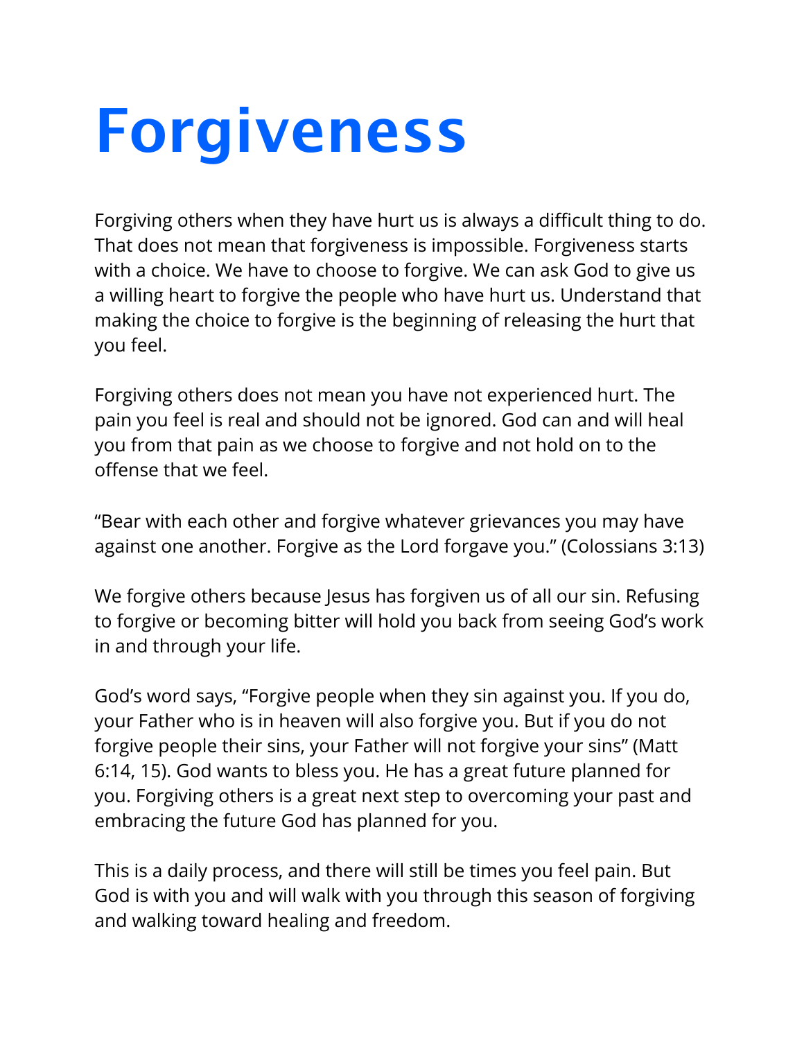# Forgiveness

Forgiving others when they have hurt us is always a difficult thing to do. That does not mean that forgiveness is impossible. Forgiveness starts with a choice. We have to choose to forgive. We can ask God to give us a willing heart to forgive the people who have hurt us. Understand that making the choice to forgive is the beginning of releasing the hurt that you feel.

Forgiving others does not mean you have not experienced hurt. The pain you feel is real and should not be ignored. God can and will heal you from that pain as we choose to forgive and not hold on to the offense that we feel.

"Bear with each other and forgive whatever grievances you may have against one another. Forgive as the Lord forgave you." (Colossians 3:13)

We forgive others because Jesus has forgiven us of all our sin. Refusing to forgive or becoming bitter will hold you back from seeing God's work in and through your life.

God's word says, "Forgive people when they sin against you. If you do, your Father who is in heaven will also forgive you. But if you do not forgive people their sins, your Father will not forgive your sins" (Matt 6:14, 15). God wants to bless you. He has a great future planned for you. Forgiving others is a great next step to overcoming your past and embracing the future God has planned for you.

This is a daily process, and there will still be times you feel pain. But God is with you and will walk with you through this season of forgiving and walking toward healing and freedom.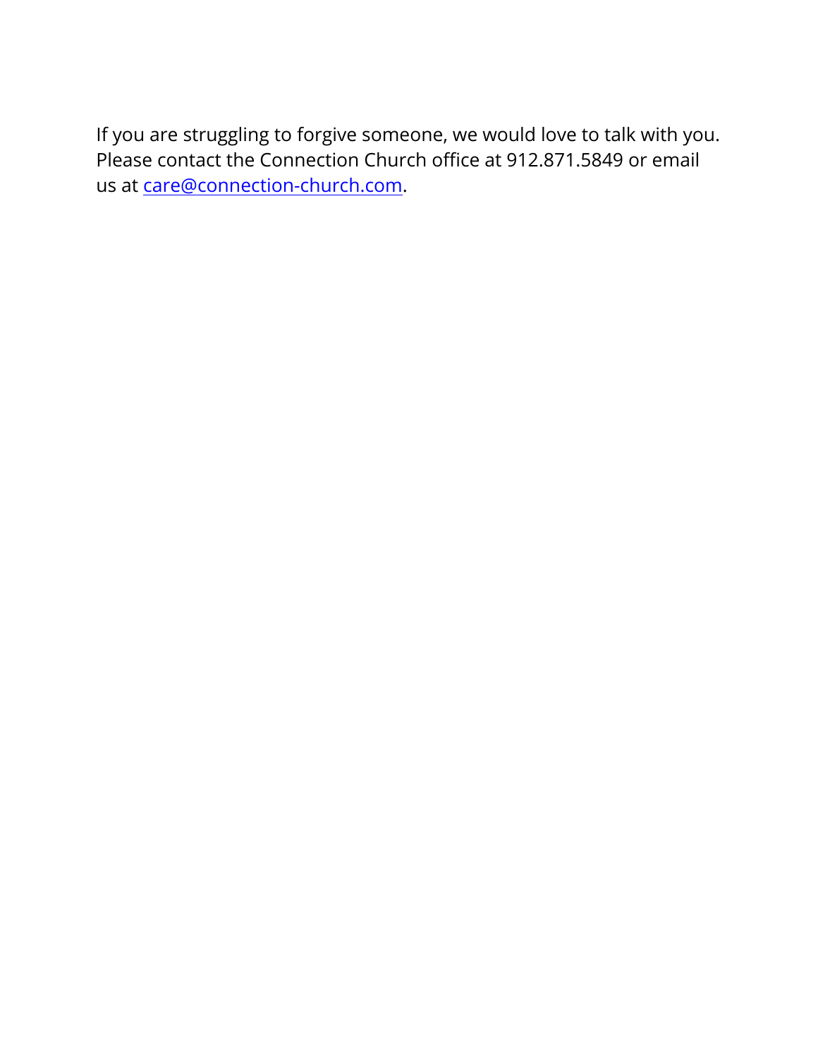If you are struggling to forgive someone, we would love to talk with you. Please contact the Connection Church office at 912.871.5849 or email us at care@connection-church.com.